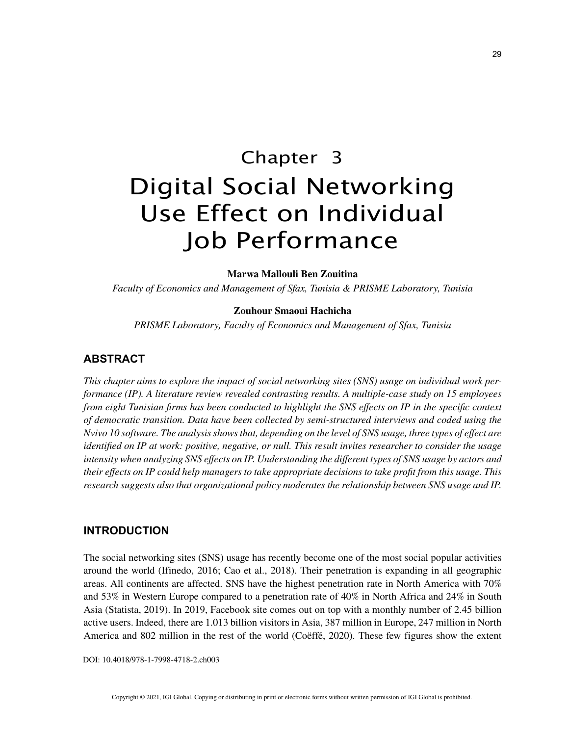# Chapter 3
# Digital Social Networking Use Effect on Individual Job Performance

**Marwa Mallouli Ben Zouitina**
*Faculty of Economics and Management of Sfax, Tunisia & PRISME Laboratory, Tunisia*

**Zouhour Smaoui Hachicha**
*PRISME Laboratory, Faculty of Economics and Management of Sfax, Tunisia*

## ABSTRACT

*This chapter aims to explore the impact of social networking sites (SNS) usage on individual work performance (IP). A literature review revealed contrasting results. A multiple-case study on 15 employees from eight Tunisian firms has been conducted to highlight the SNS effects on IP in the specific context of democratic transition. Data have been collected by semi-structured interviews and coded using the Nvivo 10 software. The analysis shows that, depending on the level of SNS usage, three types of effect are identified on IP at work: positive, negative, or null. This result invites researcher to consider the usage intensity when analyzing SNS effects on IP. Understanding the different types of SNS usage by actors and their effects on IP could help managers to take appropriate decisions to take profit from this usage. This research suggests also that organizational policy moderates the relationship between SNS usage and IP.*

## INTRODUCTION

The social networking sites (SNS) usage has recently become one of the most social popular activities around the world (Ifinedo, 2016; Cao et al., 2018). Their penetration is expanding in all geographic areas. All continents are affected. SNS have the highest penetration rate in North America with 70% and 53% in Western Europe compared to a penetration rate of 40% in North Africa and 24% in South Asia (Statista, 2019). In 2019, Facebook site comes out on top with a monthly number of 2.45 billion active users. Indeed, there are 1.013 billion visitors in Asia, 387 million in Europe, 247 million in North America and 802 million in the rest of the world (Coëffé, 2020). These few figures show the extent

DOI: 10.4018/978-1-7998-4718-2.ch003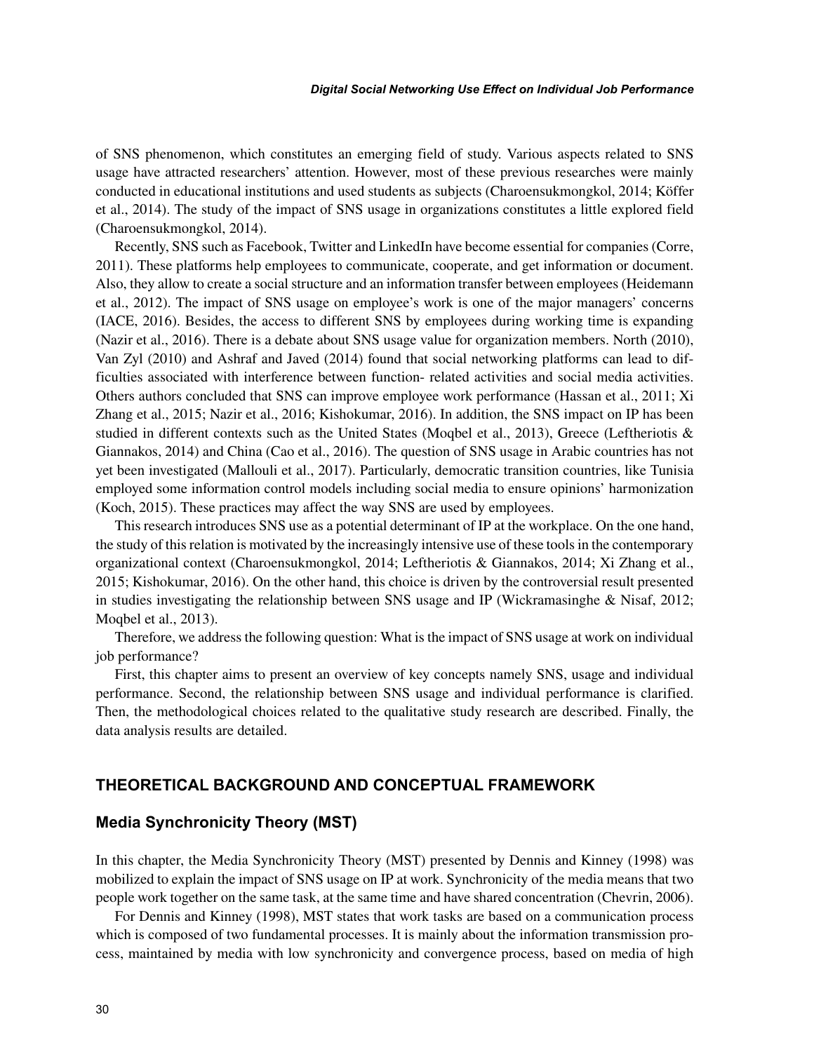of SNS phenomenon, which constitutes an emerging field of study. Various aspects related to SNS usage have attracted researchers' attention. However, most of these previous researches were mainly conducted in educational institutions and used students as subjects (Charoensukmongkol, 2014; Köffer et al., 2014). The study of the impact of SNS usage in organizations constitutes a little explored field (Charoensukmongkol, 2014).

Recently, SNS such as Facebook, Twitter and LinkedIn have become essential for companies (Corre, 2011). These platforms help employees to communicate, cooperate, and get information or document. Also, they allow to create a social structure and an information transfer between employees (Heidemann et al., 2012). The impact of SNS usage on employee's work is one of the major managers' concerns (IACE, 2016). Besides, the access to different SNS by employees during working time is expanding (Nazir et al., 2016). There is a debate about SNS usage value for organization members. North (2010), Van Zyl (2010) and Ashraf and Javed (2014) found that social networking platforms can lead to difficulties associated with interference between function- related activities and social media activities. Others authors concluded that SNS can improve employee work performance (Hassan et al., 2011; Xi Zhang et al., 2015; Nazir et al., 2016; Kishokumar, 2016). In addition, the SNS impact on IP has been studied in different contexts such as the United States (Moqbel et al., 2013), Greece (Leftheriotis & Giannakos, 2014) and China (Cao et al., 2016). The question of SNS usage in Arabic countries has not yet been investigated (Mallouli et al., 2017). Particularly, democratic transition countries, like Tunisia employed some information control models including social media to ensure opinions' harmonization (Koch, 2015). These practices may affect the way SNS are used by employees.

This research introduces SNS use as a potential determinant of IP at the workplace. On the one hand, the study of this relation is motivated by the increasingly intensive use of these tools in the contemporary organizational context (Charoensukmongkol, 2014; Leftheriotis & Giannakos, 2014; Xi Zhang et al., 2015; Kishokumar, 2016). On the other hand, this choice is driven by the controversial result presented in studies investigating the relationship between SNS usage and IP (Wickramasinghe & Nisaf, 2012; Moqbel et al., 2013).

Therefore, we address the following question: What is the impact of SNS usage at work on individual job performance?

First, this chapter aims to present an overview of key concepts namely SNS, usage and individual performance. Second, the relationship between SNS usage and individual performance is clarified. Then, the methodological choices related to the qualitative study research are described. Finally, the data analysis results are detailed.

## THEORETICAL BACKGROUND AND CONCEPTUAL FRAMEWORK

### Media Synchronicity Theory (MST)

In this chapter, the Media Synchronicity Theory (MST) presented by Dennis and Kinney (1998) was mobilized to explain the impact of SNS usage on IP at work. Synchronicity of the media means that two people work together on the same task, at the same time and have shared concentration (Chevrin, 2006).

For Dennis and Kinney (1998), MST states that work tasks are based on a communication process which is composed of two fundamental processes. It is mainly about the information transmission process, maintained by media with low synchronicity and convergence process, based on media of high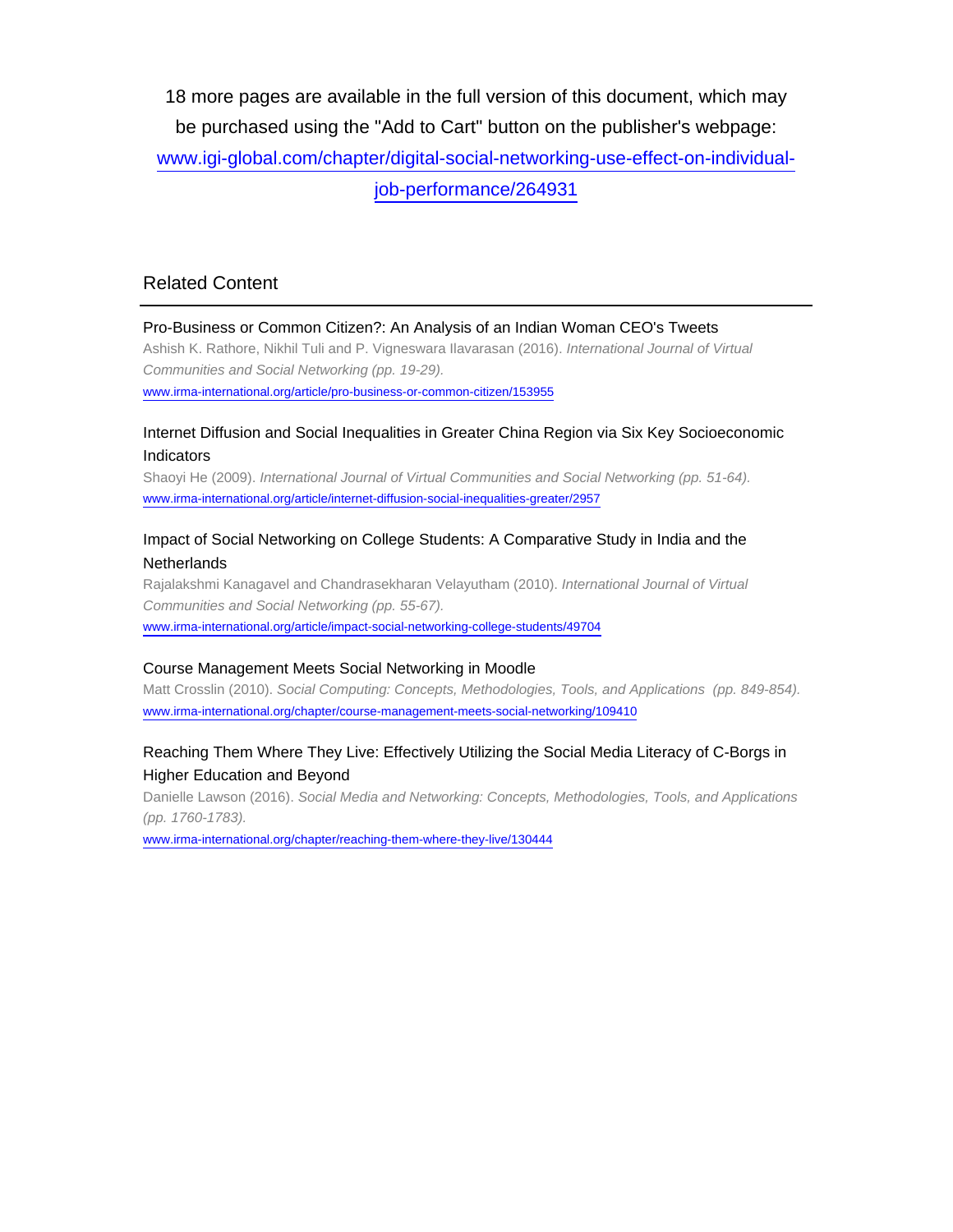18 more pages are available in the full version of this document, which may be purchased using the "Add to Cart" button on the publisher's webpage: www.igi-global.com/chapter/digital-social-networking-use-effect-on-individual-job-performance/264931

## Related Content

Pro-Business or Common Citizen?: An Analysis of an Indian Woman CEO's Tweets
Ashish K. Rathore, Nikhil Tuli and P. Vigneswara Ilavarasan (2016). *International Journal of Virtual Communities and Social Networking (pp. 19-29).*
www.irma-international.org/article/pro-business-or-common-citizen/153955

Internet Diffusion and Social Inequalities in Greater China Region via Six Key Socioeconomic Indicators
Shaoyi He (2009). *International Journal of Virtual Communities and Social Networking (pp. 51-64).*
www.irma-international.org/article/internet-diffusion-social-inequalities-greater/2957

Impact of Social Networking on College Students: A Comparative Study in India and the Netherlands
Rajalakshmi Kanagavel and Chandrasekharan Velayutham (2010). *International Journal of Virtual Communities and Social Networking (pp. 55-67).*
www.irma-international.org/article/impact-social-networking-college-students/49704

Course Management Meets Social Networking in Moodle
Matt Crosslin (2010). *Social Computing: Concepts, Methodologies, Tools, and Applications (pp. 849-854).*
www.irma-international.org/chapter/course-management-meets-social-networking/109410

Reaching Them Where They Live: Effectively Utilizing the Social Media Literacy of C-Borgs in Higher Education and Beyond
Danielle Lawson (2016). *Social Media and Networking: Concepts, Methodologies, Tools, and Applications (pp. 1760-1783).*
www.irma-international.org/chapter/reaching-them-where-they-live/130444